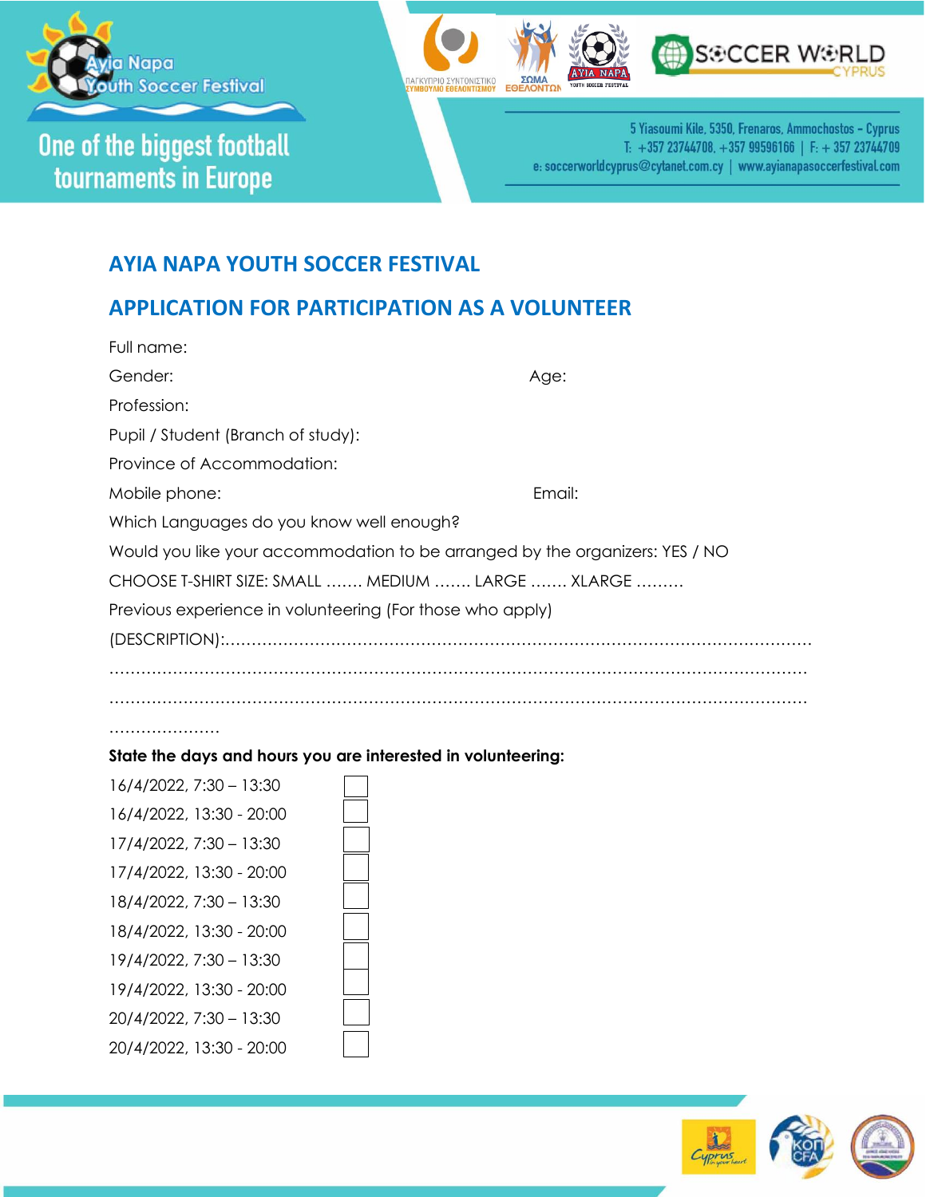Ayia Napa Youth Soccer Festival

One of the biggest football tournaments in Europe

5 Yiasoumi Kile, 5350, Frenaros, Ammochostos - Cyprus
T: +357 23744708, +357 99596166 | F: + 357 23744709
e: soccerworldcyprus@cytanet.com.cy | www.ayianapasoccerfestival.com

## AYIA NAPA YOUTH SOCCER FESTIVAL

## APPLICATION FOR PARTICIPATION AS A VOLUNTEER

Full name:

Gender: Age:

Profession:

Pupil / Student (Branch of study):

Province of Accommodation:

Mobile phone: Email:

Which Languages do you know well enough?

Would you like your accommodation to be arranged by the organizers: YES / NO

CHOOSE T-SHIRT SIZE: SMALL ……. MEDIUM ……. LARGE ……. XLARGE ………

Previous experience in volunteering (For those who apply)

(DESCRIPTION):…………………………………………………………………………………………………

……………………………………………………………………………………………………………………

……………………………………………………………………………………………………………………

…………………

**State the days and hours you are interested in volunteering:**

16/4/2022, 7:30 – 13:30 ☐

16/4/2022, 13:30 - 20:00 ☐

17/4/2022, 7:30 – 13:30 ☐

17/4/2022, 13:30 - 20:00 ☐

18/4/2022, 7:30 – 13:30 ☐

18/4/2022, 13:30 - 20:00 ☐

19/4/2022, 7:30 – 13:30 ☐

19/4/2022, 13:30 - 20:00 ☐

20/4/2022, 7:30 – 13:30 ☐

20/4/2022, 13:30 - 20:00 ☐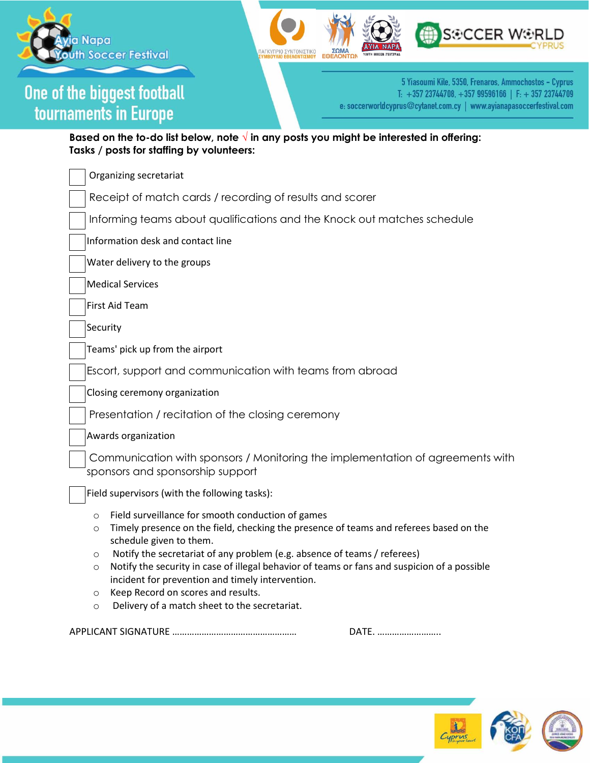Ayia Napa Youth Soccer Festival

One of the biggest football tournaments in Europe

5 Yiasoumi Kile, 5350, Frenaros, Ammochostos - Cyprus
T: +357 23744708, +357 99596166 | F: + 357 23744709
e: soccerworldcyprus@cytanet.com.cy | www.ayianapasoccerfestival.com

**Based on the to-do list below, note √ in any posts you might be interested in offering:**
**Tasks / posts for staffing by volunteers:**

- [ ] Organizing secretariat
- [ ] Receipt of match cards / recording of results and scorer
- [ ] Informing teams about qualifications and the Knock out matches schedule
- [ ] Information desk and contact line
- [ ] Water delivery to the groups
- [ ] Medical Services
- [ ] First Aid Team
- [ ] Security
- [ ] Teams' pick up from the airport
- [ ] Escort, support and communication with teams from abroad
- [ ] Closing ceremony organization
- [ ] Presentation / recitation of the closing ceremony
- [ ] Awards organization
- [ ] Communication with sponsors / Monitoring the implementation of agreements with sponsors and sponsorship support
- [ ] Field supervisors (with the following tasks):
  - Field surveillance for smooth conduction of games
  - Timely presence on the field, checking the presence of teams and referees based on the schedule given to them.
  - Notify the secretariat of any problem (e.g. absence of teams / referees)
  - Notify the security in case of illegal behavior of teams or fans and suspicion of a possible incident for prevention and timely intervention.
  - Keep Record on scores and results.
  - Delivery of a match sheet to the secretariat.

APPLICANT SIGNATURE …………………………………………… DATE. ……………………..